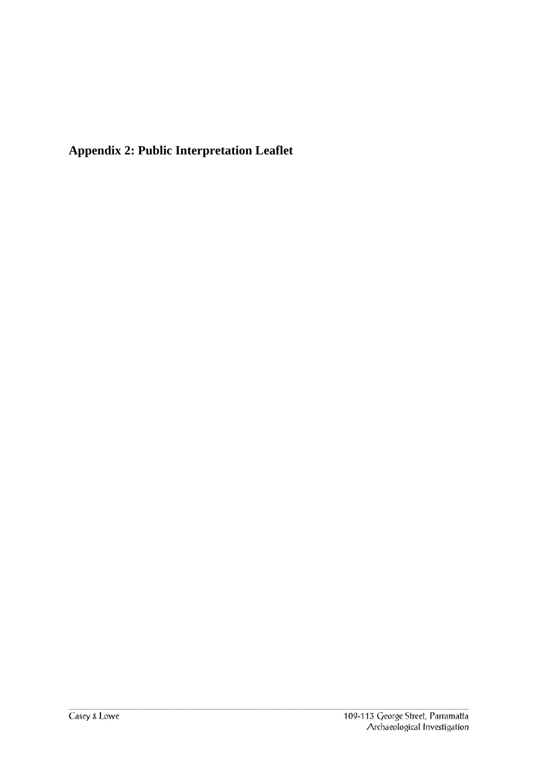# Appendix 2: Public Interpretation Leaflet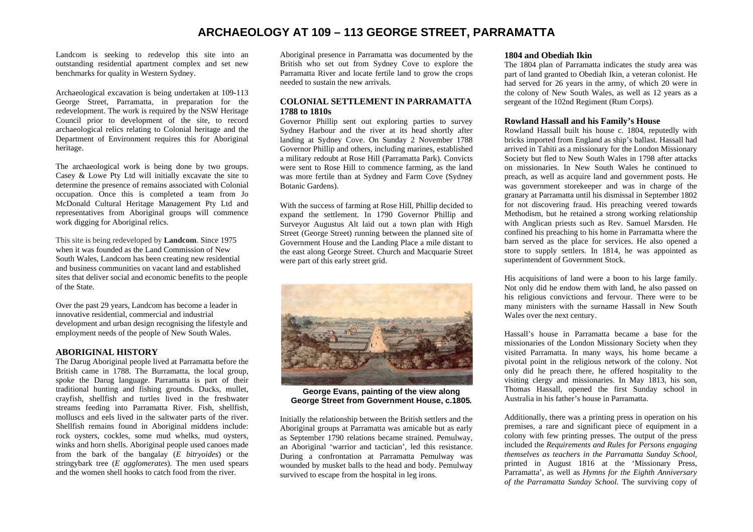# ARCHAEOLOGY AT 109 – 113 GEORGE STREET, PARRAMATTA

Landcom is seeking to redevelop this site into an outstanding residential apartment complex and set new benchmarks for quality in Western Sydney.

Archaeological excavation is being undertaken at 109-113 George Street, Parramatta, in preparation for the redevelopment. The work is required by the NSW Heritage Council prior to development of the site, to record archaeological relics relating to Colonial heritage and the Department of Environment requires this for Aboriginal heritage.

The archaeological work is being done by two groups. Casey & Lowe Pty Ltd will initially excavate the site to determine the presence of remains associated with Colonial occupation. Once this is completed a team from Jo McDonald Cultural Heritage Management Pty Ltd and representatives from Aboriginal groups will commence work digging for Aboriginal relics.

This site is being redeveloped by **Landcom**. Since 1975 when it was founded as the Land Commission of New South Wales, Landcom has been creating new residential and business communities on vacant land and established sites that deliver social and economic benefits to the people of the State.

Over the past 29 years, Landcom has become a leader in innovative residential, commercial and industrial development and urban design recognising the lifestyle and employment needs of the people of New South Wales.

## ABORIGINAL HISTORY

The Darug Aboriginal people lived at Parramatta before the British came in 1788. The Burramatta, the local group, spoke the Darug language. Parramatta is part of their traditional hunting and fishing grounds. Ducks, mullet, crayfish, shellfish and turtles lived in the freshwater streams feeding into Parramatta River. Fish, shellfish, molluscs and eels lived in the saltwater parts of the river. Shellfish remains found in Aboriginal middens include: rock oysters, cockles, some mud whelks, mud oysters, winks and horn shells. Aboriginal people used canoes made from the bark of the bangalay (*E bitryoides*) or the stringybark tree (*E agglomerates*). The men used spears and the women shell hooks to catch food from the river.

Aboriginal presence in Parramatta was documented by the British who set out from Sydney Cove to explore the Parramatta River and the river at its head shortly after landing at Sydney Cove. They also needed to locate fertile land to grow the crops needed to sustain the new arrivals.

## COLONIAL SETTLEMENT IN PARRAMATTA 1788 to 1810s

Governor Phillip sent out exploring parties to survey Sydney Harbour and the river at its head shortly after landing at Sydney Cove. On Sunday 2 November 1788 Governor Phillip and others, including marines, established a military redoubt at Rose Hill (Parramatta Park). Convicts were sent to Rose Hill to commence farming, as the land was more fertile than at Sydney and Farm Cove (Sydney Botanic Gardens).

With the success of farming at Rose Hill, Phillip decided to expand the settlement. In 1790 Governor Phillip and Surveyor Augustus Alt laid out a town plan with High Street (George Street) running between the planned site of Government House and the Landing Place a mile distant to the east along George Street. Church and Macquarie Street were part of this early street grid.

**George Evans, painting of the view along George Street from Government House, c.1805.**

Initially the relationship between the British settlers and the Aboriginal groups at Parramatta was amicable but as early as September 1790 relations became strained. Pemulway, an Aboriginal 'warrior and tactician', led this resistance. During a confrontation at Parramatta Pemulway was wounded by musket balls to the head and body. Pemulway survived to escape from the hospital in leg irons.

### 1804 and Obediah Ikin

The 1804 plan of Parramatta indicates the study area was part of land granted to Obediah Ikin, a veteran colonist. He had served for 26 years in the army, of which 20 were in the colony of New South Wales, as well as 12 years as a sergeant of the 102nd Regiment (Rum Corps).

### Rowland Hassall and his Family's House

Rowland Hassall built his house c. 1804, reputedly with bricks imported from England as ship's ballast. Hassall had arrived in Tahiti as a missionary for the London Missionary Society but fled to New South Wales in 1798 after attacks on missionaries. In New South Wales he continued to preach, as well as acquire land and government posts. He was government storekeeper and was in charge of the granary at Parramatta until his dismissal in September 1802 for not discovering fraud. His preaching veered towards Methodism, but he retained a strong working relationship with Anglican priests such as Rev. Samuel Marsden. He confined his preaching to his home in Parramatta where the barn served as the place for services. He also opened a store to supply settlers. In 1814, he was appointed as superintendent of Government Stock.

His acquisitions of land were a boon to his large family. Not only did he endow them with land, he also passed on his religious convictions and fervour. There were to be many ministers with the surname Hassall in New South Wales over the next century.

Hassall's house in Parramatta became a base for the missionaries of the London Missionary Society when they visited Parramatta. In many ways, his home became a pivotal point in the religious network of the colony. Not only did he preach there, he offered hospitality to the visiting clergy and missionaries. In May 1813, his son, Thomas Hassall, opened the first Sunday school in Australia in his father's house in Parramatta.

Additionally, there was a printing press in operation on his premises, a rare and significant piece of equipment in a colony with few printing presses. The output of the press included the *Requirements and Rules for Persons engaging themselves as teachers in the Parramatta Sunday School*, printed in August 1816 at the 'Missionary Press, Parramatta', as well as *Hymns for the Eighth Anniversary of the Parramatta Sunday School*. The surviving copy of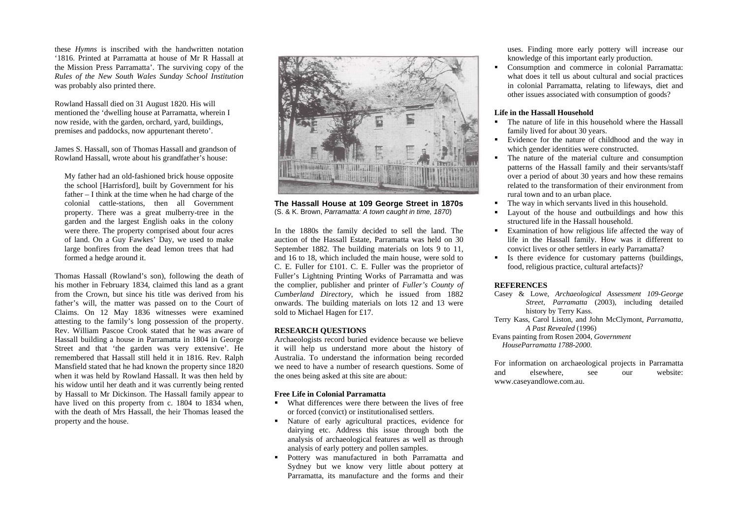these *Hymns* is inscribed with the handwritten notation '1816. Printed at Parramatta at house of Mr R Hassall at the Mission Press Parramatta'. The surviving copy of the *Rules of the New South Wales Sunday School Institution* was probably also printed there.

Rowland Hassall died on 31 August 1820. His will mentioned the 'dwelling house at Parramatta, wherein I now reside, with the garden, orchard, yard, buildings, premises and paddocks, now appurtenant thereto'.

James S. Hassall, son of Thomas Hassall and grandson of Rowland Hassall, wrote about his grandfather's house:

> My father had an old-fashioned brick house opposite the school [Harrisford], built by Government for his father – I think at the time when he had charge of the colonial cattle-stations, then all Government property. There was a great mulberry-tree in the garden and the largest English oaks in the colony were there. The property comprised about four acres of land. On a Guy Fawkes' Day, we used to make large bonfires from the dead lemon trees that had formed a hedge around it.

Thomas Hassall (Rowland's son), following the death of his mother in February 1834, claimed this land as a grant from the Crown, but since his title was derived from his father's will, the matter was passed on to the Court of Claims. On 12 May 1836 witnesses were examined attesting to the family's long possession of the property. Rev. William Pascoe Crook stated that he was aware of Hassall building a house in Parramatta in 1804 in George Street and that 'the garden was very extensive'. He remembered that Hassall still held it in 1816. Rev. Ralph Mansfield stated that he had known the property since 1820 when it was held by Rowland Hassall. It was then held by his widow until her death and it was currently being rented by Hassall to Mr Dickinson. The Hassall family appear to have lived on this property from c. 1804 to 1834 when, with the death of Mrs Hassall, the heir Thomas leased the property and the house.

**The Hassall House at 109 George Street in 1870s**
(S. & K. Brown, *Parramatta: A town caught in time, 1870*)

In the 1880s the family decided to sell the land. The auction of the Hassall Estate, Parramatta was held on 30 September 1882. The building materials on lots 9 to 11, and 16 to 18, which included the main house, were sold to C. E. Fuller for £101. C. E. Fuller was the proprietor of Fuller's Lightning Printing Works of Parramatta and was the complier, publisher and printer of *Fuller's County of Cumberland Directory*, which he issued from 1882 onwards. The building materials on lots 12 and 13 were sold to Michael Hagen for £17.

## RESEARCH QUESTIONS

Archaeologists record buried evidence because we believe it will help us understand more about the history of Australia. To understand the information being recorded we need to have a number of research questions. Some of the ones being asked at this site are about:

### Free Life in Colonial Parramatta

- What differences were there between the lives of free or forced (convict) or institutionalised settlers.
- Nature of early agricultural practices, evidence for dairying etc. Address this issue through both the analysis of archaeological features as well as through analysis of early pottery and pollen samples.
- Pottery was manufactured in both Parramatta and Sydney but we know very little about pottery at Parramatta, its manufacture and the forms and their uses. Finding more early pottery will increase our knowledge of this important early production.
- Consumption and commerce in colonial Parramatta: what does it tell us about cultural and social practices in colonial Parramatta, relating to lifeways, diet and other issues associated with consumption of goods?

### Life in the Hassall Household

- The nature of life in this household where the Hassall family lived for about 30 years.
- Evidence for the nature of childhood and the way in which gender identities were constructed.
- The nature of the material culture and consumption patterns of the Hassall family and their servants/staff over a period of about 30 years and how these remains related to the transformation of their environment from rural town and to an urban place.
- The way in which servants lived in this household.
- Layout of the house and outbuildings and how this structured life in the Hassall household.
- Examination of how religious life affected the way of life in the Hassall family. How was it different to convict lives or other settlers in early Parramatta?
- Is there evidence for customary patterns (buildings, food, religious practice, cultural artefacts)?

## REFERENCES

Casey & Lowe, *Archaeological Assessment 109-George Street, Parramatta* (2003), including detailed history by Terry Kass.

Terry Kass, Carol Liston, and John McClymont, *Parramatta, A Past Revealed* (1996)

Evans painting from Rosen 2004, *Government HouseParramatta 1788-2000.*

For information on archaeological projects in Parramatta and elsewhere, see our website: www.caseyandlowe.com.au.